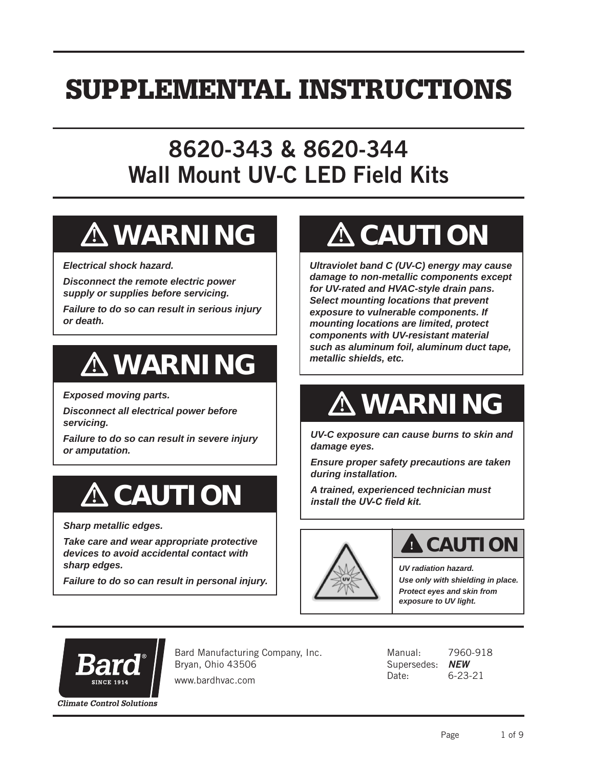# SUPPLEMENTAL INSTRUCTIONS

## 8620-343 & 8620-344
## Wall Mount UV-C LED Field Kits

### ⚠ WARNING

***Electrical shock hazard.***

***Disconnect the remote electric power supply or supplies before servicing.***

***Failure to do so can result in serious injury or death.***

### ⚠ WARNING

***Exposed moving parts.***

***Disconnect all electrical power before servicing.***

***Failure to do so can result in severe injury or amputation.***

### ⚠ CAUTION

***Sharp metallic edges.***

***Take care and wear appropriate protective devices to avoid accidental contact with sharp edges.***

***Failure to do so can result in personal injury.***

### ⚠ CAUTION

***Ultraviolet band C (UV-C) energy may cause damage to non-metallic components except for UV-rated and HVAC-style drain pans. Select mounting locations that prevent exposure to vulnerable components. If mounting locations are limited, protect components with UV-resistant material such as aluminum foil, aluminum duct tape, metallic shields, etc.***

### ⚠ WARNING

***UV-C exposure can cause burns to skin and damage eyes.***

***Ensure proper safety precautions are taken during installation.***

***A trained, experienced technician must install the UV-C field kit.***

### ⚠ CAUTION

***UV radiation hazard.***

***Use only with shielding in place.***

***Protect eyes and skin from exposure to UV light.***

---

Bard Manufacturing Company, Inc.
Bryan, Ohio 43506
www.bardhvac.com

Manual: 7960-918
Supersedes: ***NEW***
Date: 6-23-21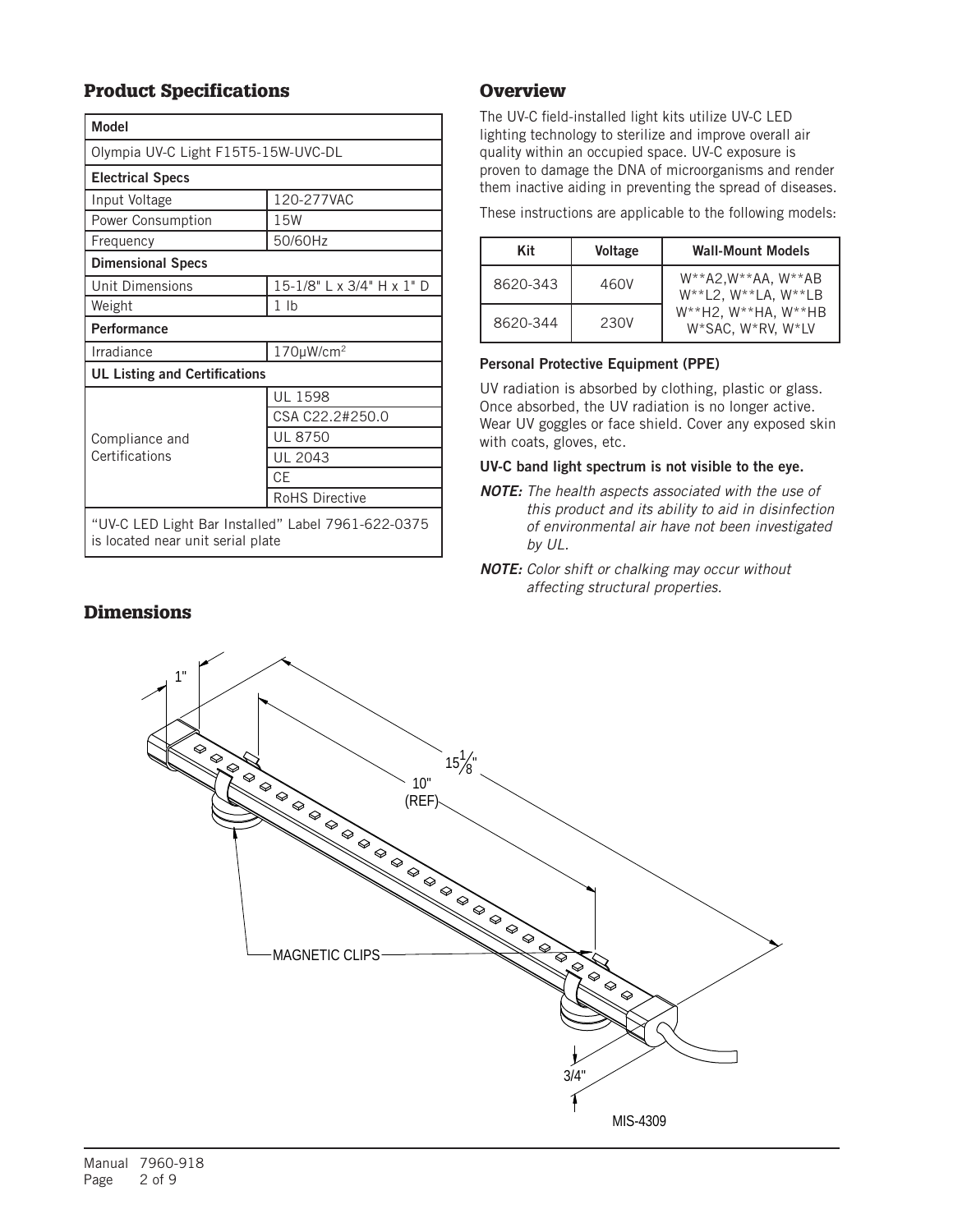## Product Specifications

| Model | |
|---|---|
| Olympia UV-C Light F15T5-15W-UVC-DL | |
| **Electrical Specs** | |
| Input Voltage | 120-277VAC |
| Power Consumption | 15W |
| Frequency | 50/60Hz |
| **Dimensional Specs** | |
| Unit Dimensions | 15-1/8" L x 3/4" H x 1" D |
| Weight | 1 lb |
| **Performance** | |
| Irradiance | 170μW/cm$^2$ |
| **UL Listing and Certifications** | |
| Compliance and Certifications | UL 1598 |
| | CSA C22.2#250.0 |
| | UL 8750 |
| | UL 2043 |
| | CE |
| | RoHS Directive |
| "UV-C LED Light Bar Installed" Label 7961-622-0375 is located near unit serial plate | |

## Overview

The UV-C field-installed light kits utilize UV-C LED lighting technology to sterilize and improve overall air quality within an occupied space. UV-C exposure is proven to damage the DNA of microorganisms and render them inactive aiding in preventing the spread of diseases.

These instructions are applicable to the following models:

| Kit | Voltage | Wall-Mount Models |
|---|---|---|
| 8620-343 | 460V | W**A2,W**AA, W**AB W**L2, W**LA, W**LB W**H2, W**HA, W**HB W*SAC, W*RV, W*LV |
| 8620-344 | 230V | |

**Personal Protective Equipment (PPE)**

UV radiation is absorbed by clothing, plastic or glass. Once absorbed, the UV radiation is no longer active. Wear UV goggles or face shield. Cover any exposed skin with coats, gloves, etc.

**UV-C band light spectrum is not visible to the eye.**

***NOTE:*** *The health aspects associated with the use of this product and its ability to aid in disinfection of environmental air have not been investigated by UL.*

***NOTE:*** *Color shift or chalking may occur without affecting structural properties.*

## Dimensions

1"

15 1/8"

10" (REF)

MAGNETIC CLIPS

3/4"

MIS-4309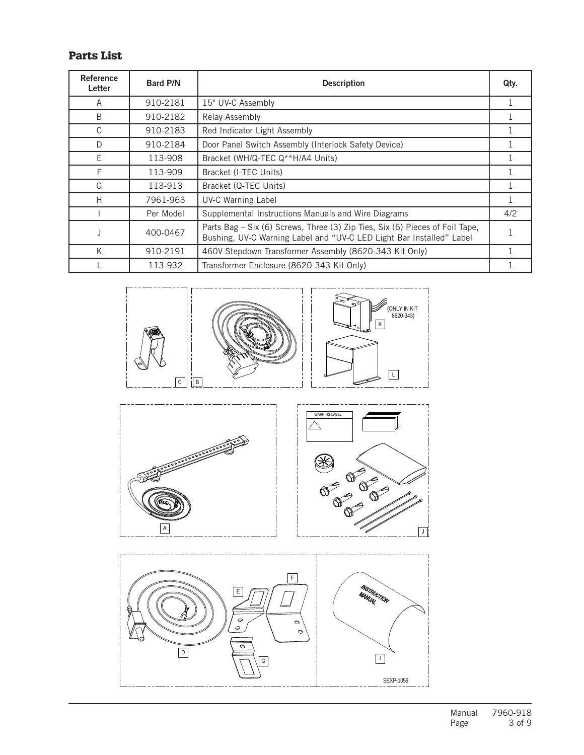## Parts List

| Reference Letter | Bard P/N | Description | Qty. |
|---|---|---|---|
| A | 910-2181 | 15" UV-C Assembly | 1 |
| B | 910-2182 | Relay Assembly | 1 |
| C | 910-2183 | Red Indicator Light Assembly | 1 |
| D | 910-2184 | Door Panel Switch Assembly (Interlock Safety Device) | 1 |
| E | 113-908 | Bracket (WH/Q-TEC Q**H/A4 Units) | 1 |
| F | 113-909 | Bracket (I-TEC Units) | 1 |
| G | 113-913 | Bracket (Q-TEC Units) | 1 |
| H | 7961-963 | UV-C Warning Label | 1 |
| I | Per Model | Supplemental Instructions Manuals and Wire Diagrams | 4/2 |
| J | 400-0467 | Parts Bag – Six (6) Screws, Three (3) Zip Ties, Six (6) Pieces of Foil Tape, Bushing, UV-C Warning Label and "UV-C LED Light Bar Installed" Label | 1 |
| K | 910-2191 | 460V Stepdown Transformer Assembly (8620-343 Kit Only) | 1 |
| L | 113-932 | Transformer Enclosure (8620-343 Kit Only) | 1 |

C B (ONLY IN KIT 8620-343) K L

WARNING LABEL

A J

F E D G INSTRUCTION MANUAL I

SEXP-1059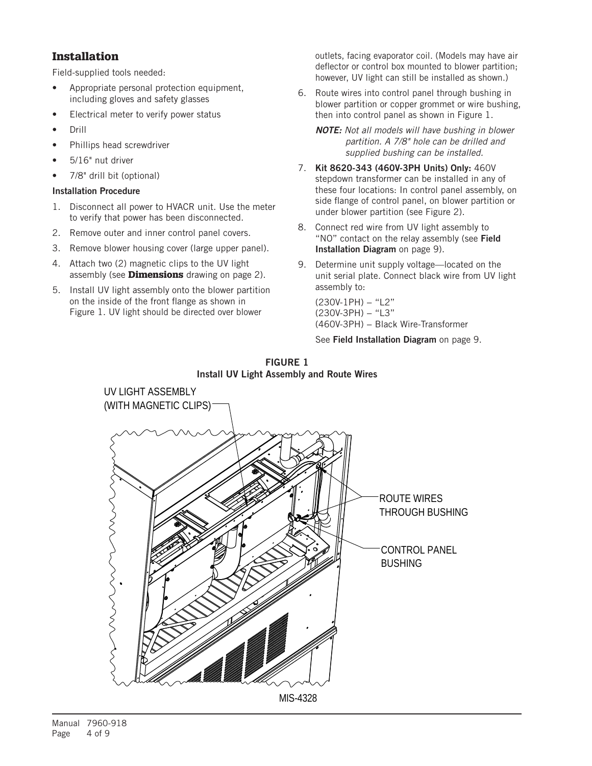## Installation

Field-supplied tools needed:

- Appropriate personal protection equipment, including gloves and safety glasses
- Electrical meter to verify power status
- Drill
- Phillips head screwdriver
- 5/16" nut driver
- 7/8" drill bit (optional)

**Installation Procedure**

1. Disconnect all power to HVACR unit. Use the meter to verify that power has been disconnected.
2. Remove outer and inner control panel covers.
3. Remove blower housing cover (large upper panel).
4. Attach two (2) magnetic clips to the UV light assembly (see **Dimensions** drawing on page 2).
5. Install UV light assembly onto the blower partition on the inside of the front flange as shown in Figure 1. UV light should be directed over blower outlets, facing evaporator coil. (Models may have air deflector or control box mounted to blower partition; however, UV light can still be installed as shown.)
6. Route wires into control panel through bushing in blower partition or copper grommet or wire bushing, then into control panel as shown in Figure 1.

   ***NOTE:*** *Not all models will have bushing in blower partition. A 7/8" hole can be drilled and supplied bushing can be installed.*
7. **Kit 8620-343 (460V-3PH Units) Only:** 460V stepdown transformer can be installed in any of these four locations: In control panel assembly, on side flange of control panel, on blower partition or under blower partition (see Figure 2).
8. Connect red wire from UV light assembly to "NO" contact on the relay assembly (see **Field Installation Diagram** on page 9).
9. Determine unit supply voltage—located on the unit serial plate. Connect black wire from UV light assembly to:

   (230V-1PH) – "L2"
   (230V-3PH) – "L3"
   (460V-3PH) – Black Wire-Transformer

   See **Field Installation Diagram** on page 9.

**FIGURE 1**
**Install UV Light Assembly and Route Wires**

UV LIGHT ASSEMBLY (WITH MAGNETIC CLIPS)

ROUTE WIRES THROUGH BUSHING

CONTROL PANEL BUSHING

MIS-4328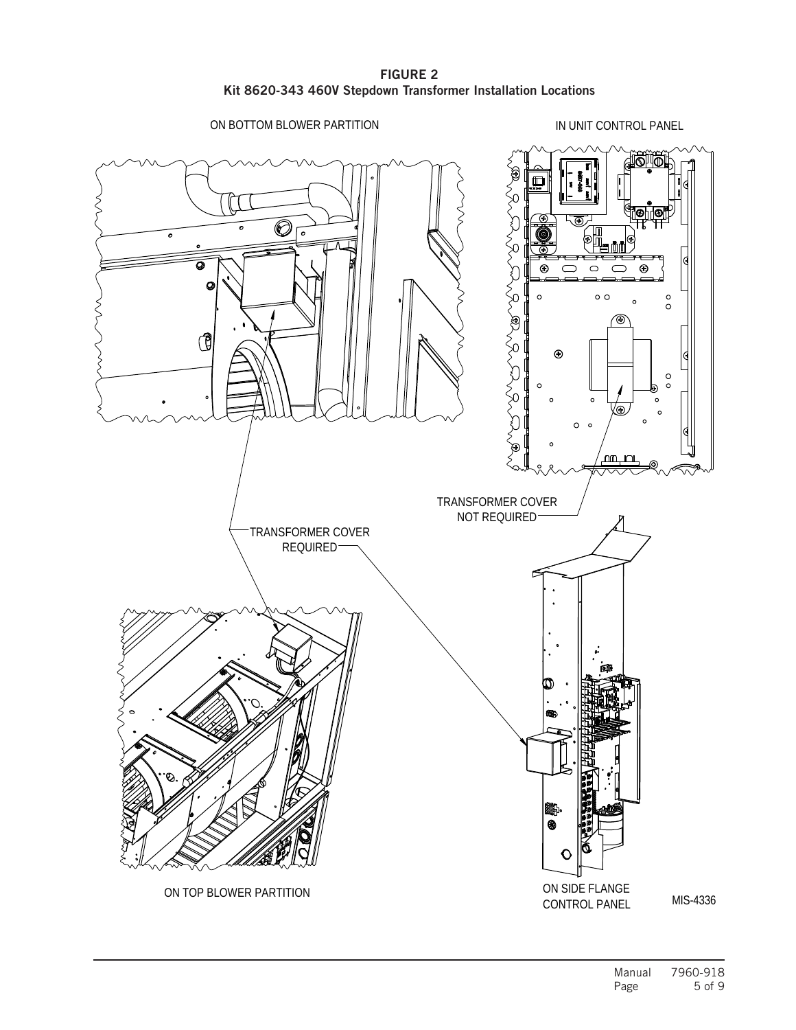**FIGURE 2**
**Kit 8620-343 460V Stepdown Transformer Installation Locations**

ON BOTTOM BLOWER PARTITION

IN UNIT CONTROL PANEL

TRANSFORMER COVER NOT REQUIRED

TRANSFORMER COVER REQUIRED

ON TOP BLOWER PARTITION

ON SIDE FLANGE CONTROL PANEL

MIS-4336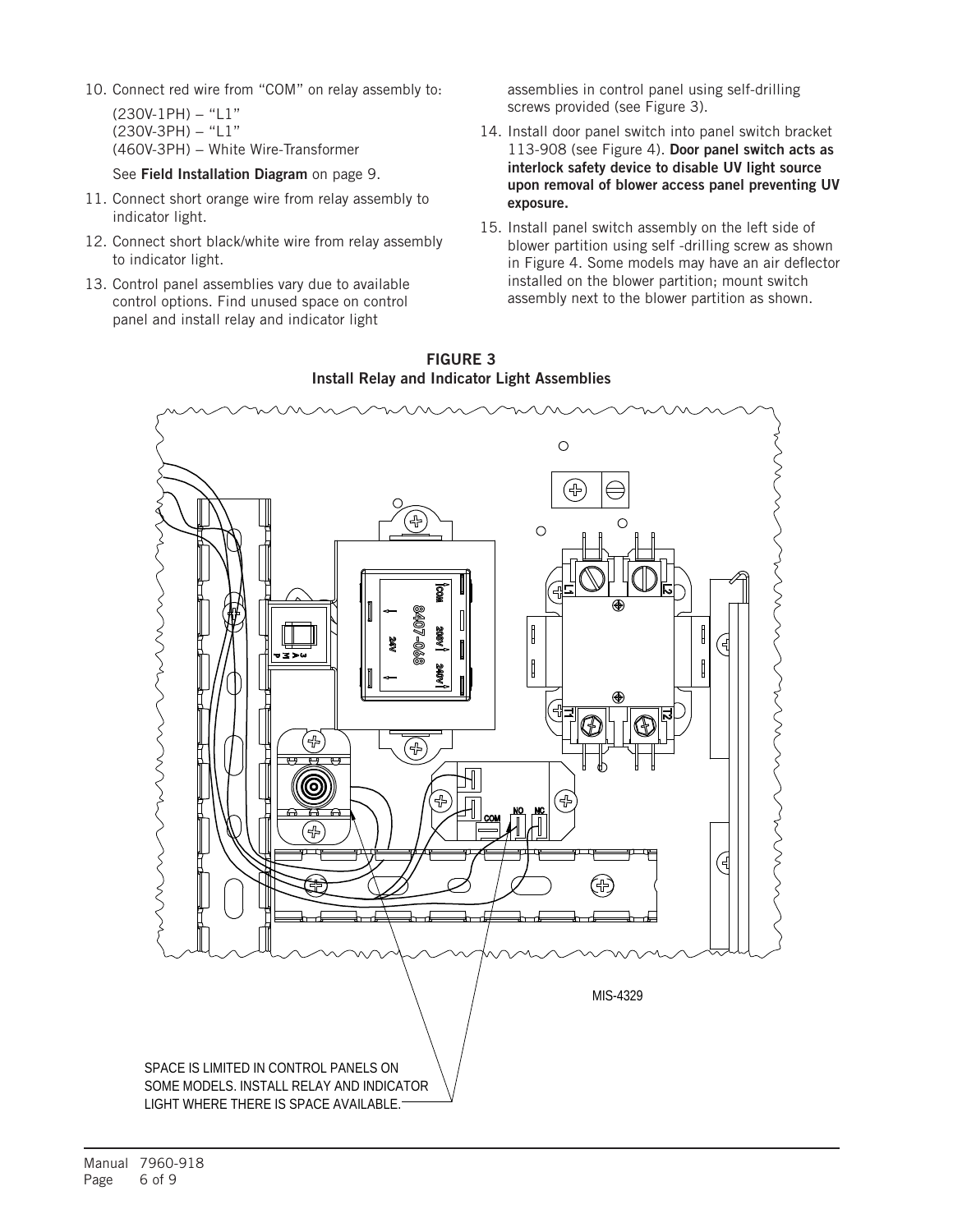10. Connect red wire from "COM" on relay assembly to:

    (230V-1PH) – "L1"
    (230V-3PH) – "L1"
    (460V-3PH) – White Wire-Transformer

    See **Field Installation Diagram** on page 9.

11. Connect short orange wire from relay assembly to indicator light.
12. Connect short black/white wire from relay assembly to indicator light.
13. Control panel assemblies vary due to available control options. Find unused space on control panel and install relay and indicator light assemblies in control panel using self-drilling screws provided (see Figure 3).
14. Install door panel switch into panel switch bracket 113-908 (see Figure 4). **Door panel switch acts as interlock safety device to disable UV light source upon removal of blower access panel preventing UV exposure.**
15. Install panel switch assembly on the left side of blower partition using self -drilling screw as shown in Figure 4. Some models may have an air deflector installed on the blower partition; mount switch assembly next to the blower partition as shown.

**FIGURE 3**
**Install Relay and Indicator Light Assemblies**

SPACE IS LIMITED IN CONTROL PANELS ON SOME MODELS. INSTALL RELAY AND INDICATOR LIGHT WHERE THERE IS SPACE AVAILABLE.

MIS-4329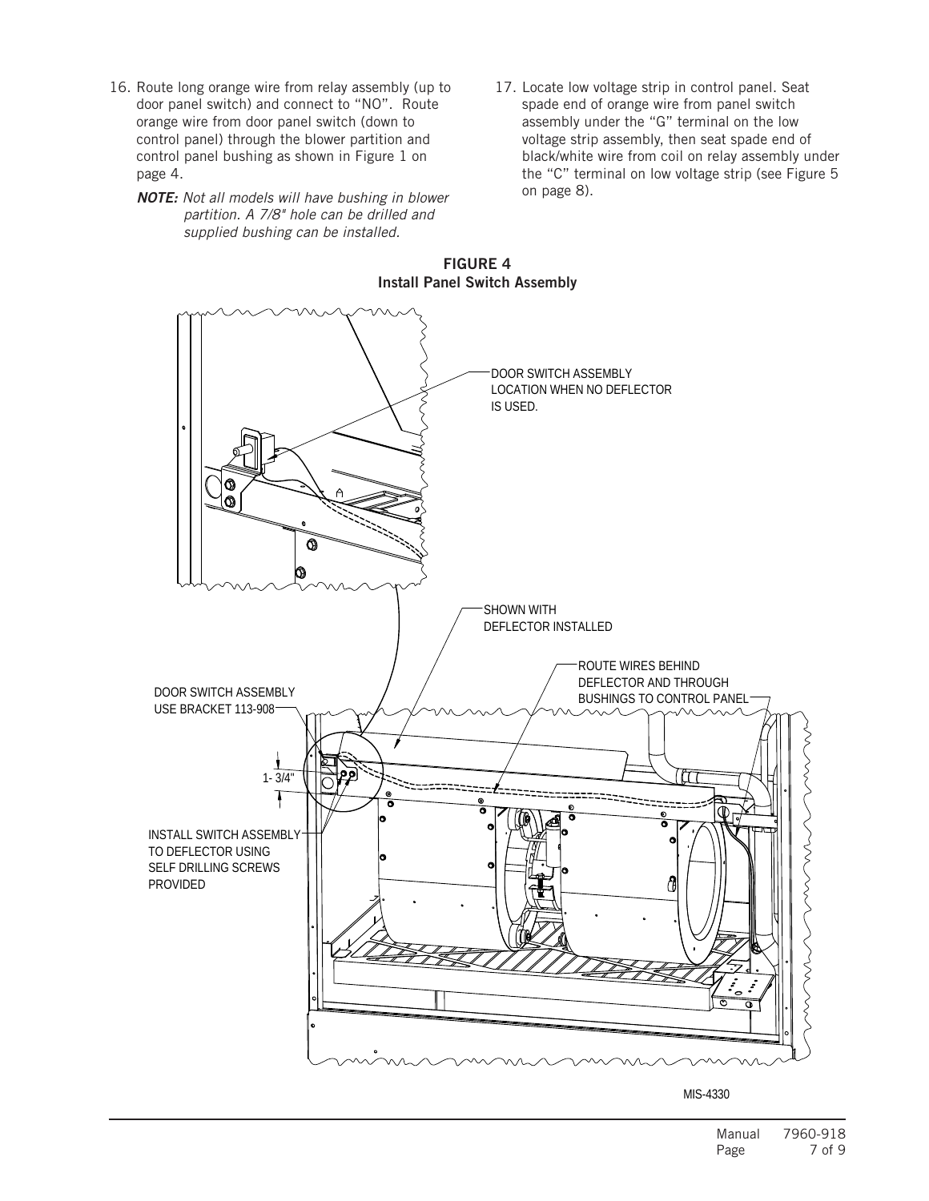16. Route long orange wire from relay assembly (up to door panel switch) and connect to "NO". Route orange wire from door panel switch (down to control panel) through the blower partition and control panel bushing as shown in Figure 1 on page 4.

    ***NOTE:*** *Not all models will have bushing in blower partition. A 7/8" hole can be drilled and supplied bushing can be installed.*

17. Locate low voltage strip in control panel. Seat spade end of orange wire from panel switch assembly under the "G" terminal on the low voltage strip assembly, then seat spade end of black/white wire from coil on relay assembly under the "C" terminal on low voltage strip (see Figure 5 on page 8).

**FIGURE 4**
**Install Panel Switch Assembly**

DOOR SWITCH ASSEMBLY LOCATION WHEN NO DEFLECTOR IS USED.

SHOWN WITH DEFLECTOR INSTALLED

ROUTE WIRES BEHIND DEFLECTOR AND THROUGH BUSHINGS TO CONTROL PANEL

DOOR SWITCH ASSEMBLY USE BRACKET 113-908

1- 3/4"

INSTALL SWITCH ASSEMBLY TO DEFLECTOR USING SELF DRILLING SCREWS PROVIDED

MIS-4330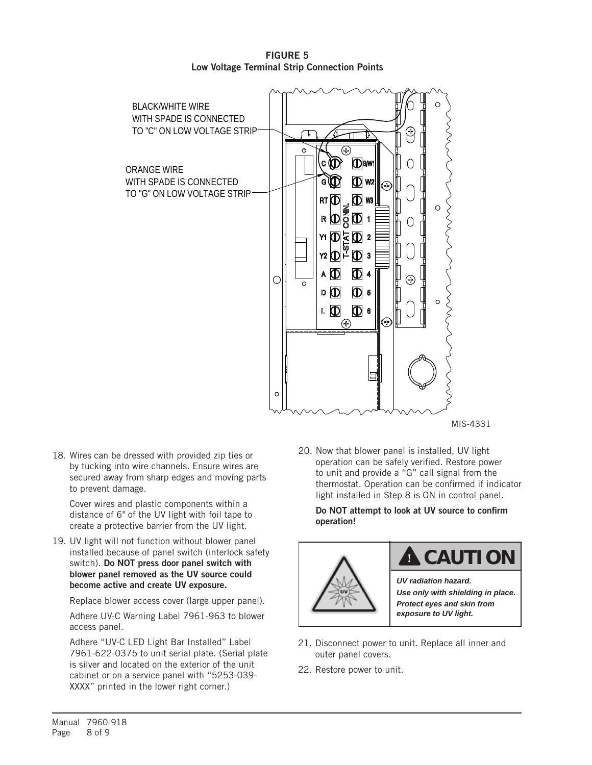**FIGURE 5**
**Low Voltage Terminal Strip Connection Points**

BLACK/WHITE WIRE WITH SPADE IS CONNECTED TO "C" ON LOW VOLTAGE STRIP

ORANGE WIRE WITH SPADE IS CONNECTED TO "G" ON LOW VOLTAGE STRIP

MIS-4331

18. Wires can be dressed with provided zip ties or by tucking into wire channels. Ensure wires are secured away from sharp edges and moving parts to prevent damage.

    Cover wires and plastic components within a distance of 6" of the UV light with foil tape to create a protective barrier from the UV light.

19. UV light will not function without blower panel installed because of panel switch (interlock safety switch). **Do NOT press door panel switch with blower panel removed as the UV source could become active and create UV exposure.**

    Replace blower access cover (large upper panel).

    Adhere UV-C Warning Label 7961-963 to blower access panel.

    Adhere "UV-C LED Light Bar Installed" Label 7961-622-0375 to unit serial plate. (Serial plate is silver and located on the exterior of the unit cabinet or on a service panel with "5253-039-XXXX" printed in the lower right corner.)

20. Now that blower panel is installed, UV light operation can be safely verified. Restore power to unit and provide a "G" call signal from the thermostat. Operation can be confirmed if indicator light installed in Step 8 is ON in control panel.

    **Do NOT attempt to look at UV source to confirm operation!**

**CAUTION**

*UV radiation hazard.*
*Use only with shielding in place.*
*Protect eyes and skin from exposure to UV light.*

21. Disconnect power to unit. Replace all inner and outer panel covers.

22. Restore power to unit.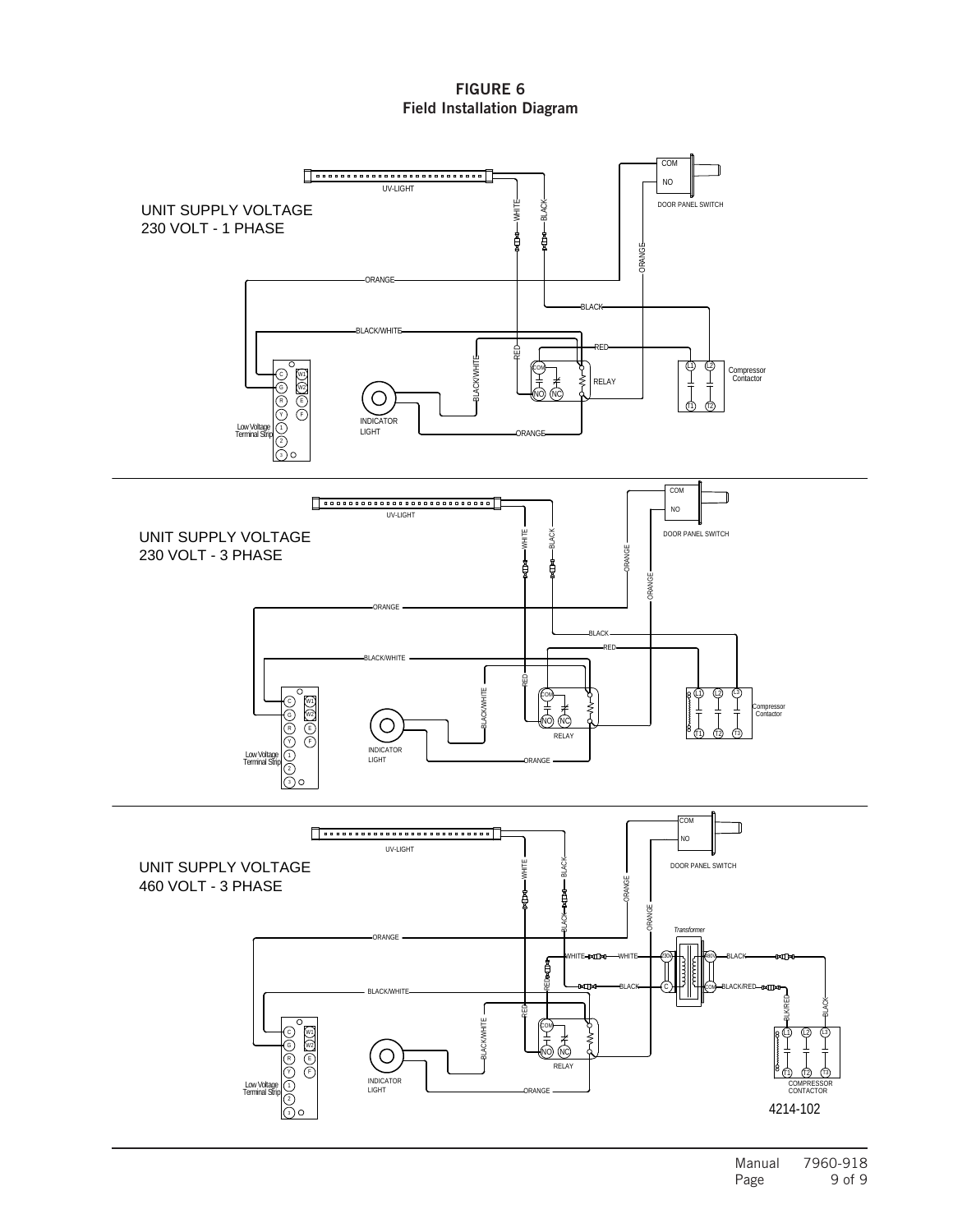**FIGURE 6**
**Field Installation Diagram**

UNIT SUPPLY VOLTAGE
230 VOLT - 1 PHASE

UV-LIGHT
WHITE
BLACK
COM
NO
DOOR PANEL SWITCH
ORANGE
ORANGE
BLACK
BLACK/WHITE
RED
RED
BLACK/WHITE
COM
NO
NC
RELAY
L1
L2
T1
T2
Compressor Contactor
C
G
R
Y
1
2
3
W1
W2
E
F
Low Voltage Terminal Strip
INDICATOR LIGHT
ORANGE

UNIT SUPPLY VOLTAGE
230 VOLT - 3 PHASE

UV-LIGHT
WHITE
BLACK
COM
NO
DOOR PANEL SWITCH
ORANGE
ORANGE
ORANGE
BLACK
RED
BLACK/WHITE
RED
BLACK/WHITE
COM
NO
NC
RELAY
L1
L2
L3
T1
T2
T3
Compressor Contactor
C
G
R
Y
1
2
3
W1
W2
E
F
Low Voltage Terminal Strip
INDICATOR LIGHT
ORANGE

UNIT SUPPLY VOLTAGE
460 VOLT - 3 PHASE

UV-LIGHT
WHITE
BLACK
BLACK
COM
NO
DOOR PANEL SWITCH
ORANGE
ORANGE
ORANGE
*Transformer*
WHITE
WHITE
BLACK
BLACK
BLACK/RED
RED
C
COM
BLK/RED
BLACK
BLACK/WHITE
RED
BLACK/WHITE
COM
NO
NC
RELAY
L1
L2
L3
T1
T2
T3
COMPRESSOR CONTACTOR
C
G
R
Y
1
2
3
W1
W2
E
F
Low Voltage Terminal Strip
INDICATOR LIGHT
ORANGE

4214-102

Manual 7960-918